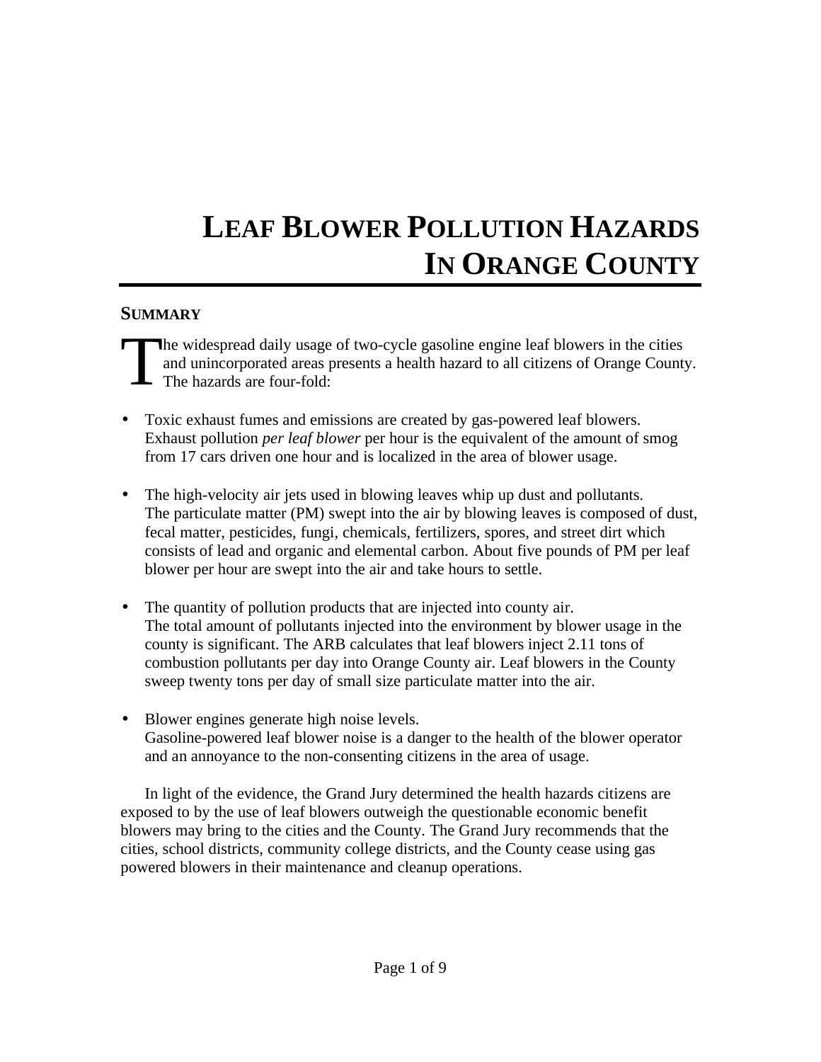# LEAF BLOWER POLLUTION HAZARDS IN ORANGE COUNTY

## SUMMARY

The widespread daily usage of two-cycle gasoline engine leaf blowers in the cities and unincorporated areas presents a health hazard to all citizens of Orange County. The hazards are four-fold:

- Toxic exhaust fumes and emissions are created by gas-powered leaf blowers.
  Exhaust pollution *per leaf blower* per hour is the equivalent of the amount of smog from 17 cars driven one hour and is localized in the area of blower usage.

- The high-velocity air jets used in blowing leaves whip up dust and pollutants.
  The particulate matter (PM) swept into the air by blowing leaves is composed of dust, fecal matter, pesticides, fungi, chemicals, fertilizers, spores, and street dirt which consists of lead and organic and elemental carbon. About five pounds of PM per leaf blower per hour are swept into the air and take hours to settle.

- The quantity of pollution products that are injected into county air.
  The total amount of pollutants injected into the environment by blower usage in the county is significant. The ARB calculates that leaf blowers inject 2.11 tons of combustion pollutants per day into Orange County air. Leaf blowers in the County sweep twenty tons per day of small size particulate matter into the air.

- Blower engines generate high noise levels.
  Gasoline-powered leaf blower noise is a danger to the health of the blower operator and an annoyance to the non-consenting citizens in the area of usage.

In light of the evidence, the Grand Jury determined the health hazards citizens are exposed to by the use of leaf blowers outweigh the questionable economic benefit blowers may bring to the cities and the County. The Grand Jury recommends that the cities, school districts, community college districts, and the County cease using gas powered blowers in their maintenance and cleanup operations.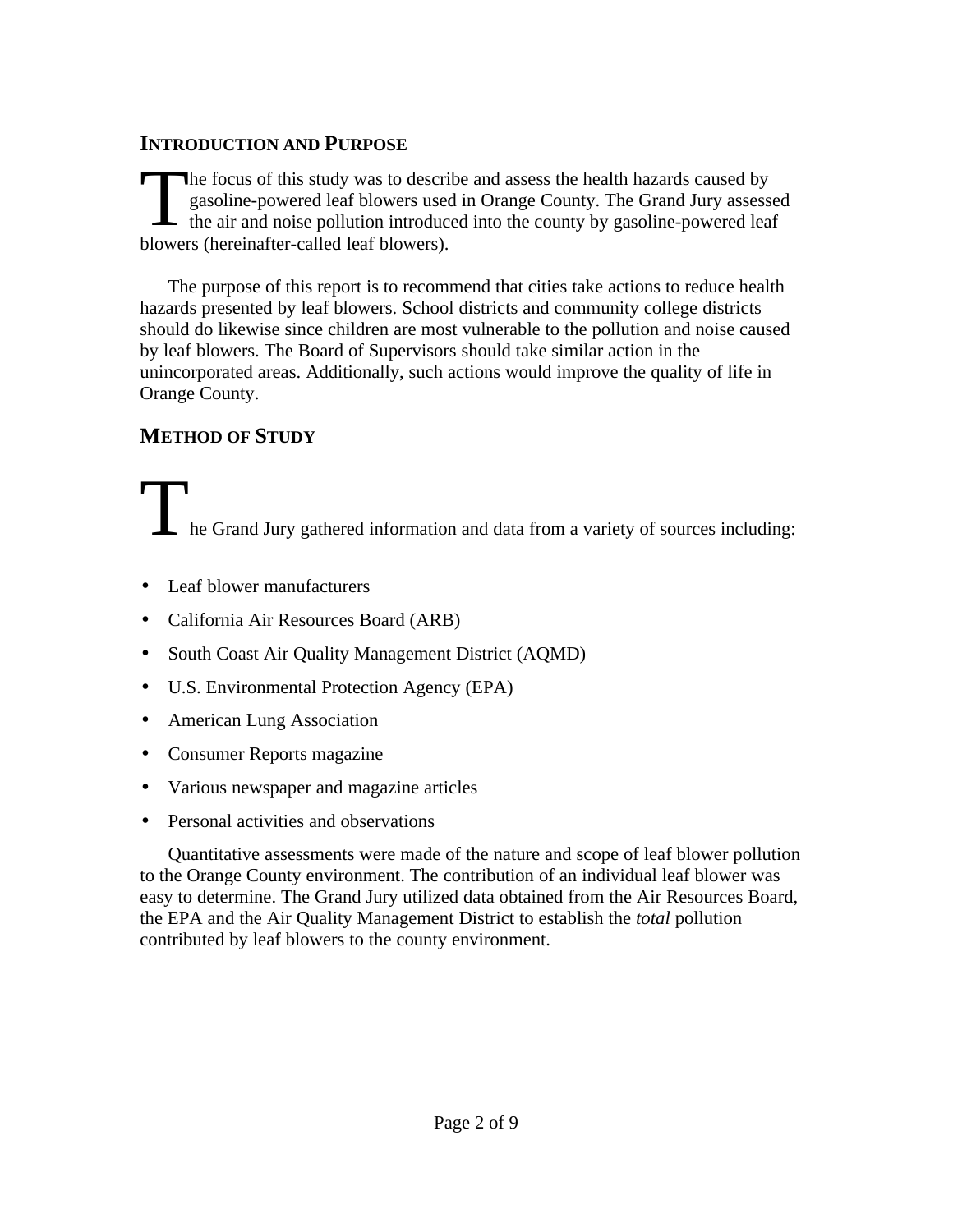## Introduction and Purpose

The focus of this study was to describe and assess the health hazards caused by gasoline-powered leaf blowers used in Orange County. The Grand Jury assessed the air and noise pollution introduced into the county by gasoline-powered leaf blowers (hereinafter-called leaf blowers).

The purpose of this report is to recommend that cities take actions to reduce health hazards presented by leaf blowers. School districts and community college districts should do likewise since children are most vulnerable to the pollution and noise caused by leaf blowers. The Board of Supervisors should take similar action in the unincorporated areas. Additionally, such actions would improve the quality of life in Orange County.

## Method of Study

The Grand Jury gathered information and data from a variety of sources including:

- Leaf blower manufacturers
- California Air Resources Board (ARB)
- South Coast Air Quality Management District (AQMD)
- U.S. Environmental Protection Agency (EPA)
- American Lung Association
- Consumer Reports magazine
- Various newspaper and magazine articles
- Personal activities and observations

Quantitative assessments were made of the nature and scope of leaf blower pollution to the Orange County environment. The contribution of an individual leaf blower was easy to determine. The Grand Jury utilized data obtained from the Air Resources Board, the EPA and the Air Quality Management District to establish the *total* pollution contributed by leaf blowers to the county environment.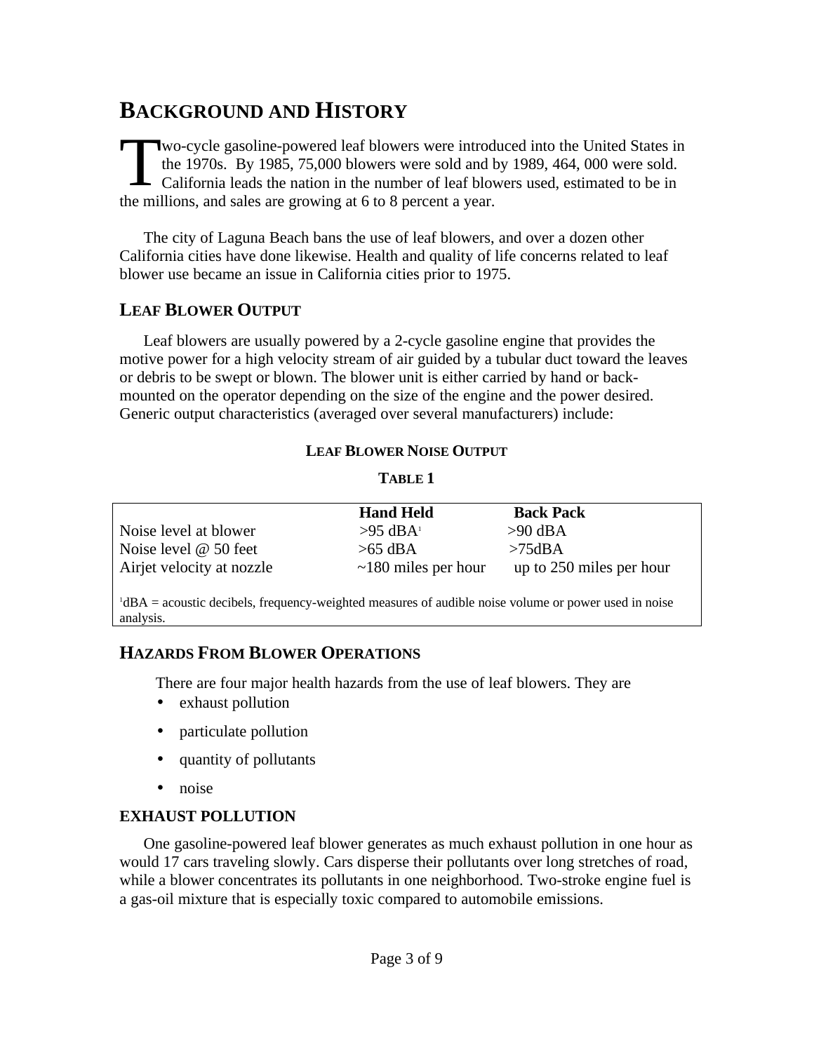# BACKGROUND AND HISTORY

Two-cycle gasoline-powered leaf blowers were introduced into the United States in the 1970s. By 1985, 75,000 blowers were sold and by 1989, 464, 000 were sold. California leads the nation in the number of leaf blowers used, estimated to be in the millions, and sales are growing at 6 to 8 percent a year.

The city of Laguna Beach bans the use of leaf blowers, and over a dozen other California cities have done likewise. Health and quality of life concerns related to leaf blower use became an issue in California cities prior to 1975.

## LEAF BLOWER OUTPUT

Leaf blowers are usually powered by a 2-cycle gasoline engine that provides the motive power for a high velocity stream of air guided by a tubular duct toward the leaves or debris to be swept or blown. The blower unit is either carried by hand or back-mounted on the operator depending on the size of the engine and the power desired. Generic output characteristics (averaged over several manufacturers) include:

**LEAF BLOWER NOISE OUTPUT**

**TABLE 1**

| | **Hand Held** | **Back Pack** |
|---|---|---|
| Noise level at blower | >95 dBA[1] | >90 dBA |
| Noise level @ 50 feet | >65 dBA | >75dBA |
| Airjet velocity at nozzle | ~180 miles per hour | up to 250 miles per hour |

[1]dBA = acoustic decibels, frequency-weighted measures of audible noise volume or power used in noise analysis.

## HAZARDS FROM BLOWER OPERATIONS

There are four major health hazards from the use of leaf blowers. They are

- exhaust pollution
- particulate pollution
- quantity of pollutants
- noise

### EXHAUST POLLUTION

One gasoline-powered leaf blower generates as much exhaust pollution in one hour as would 17 cars traveling slowly. Cars disperse their pollutants over long stretches of road, while a blower concentrates its pollutants in one neighborhood. Two-stroke engine fuel is a gas-oil mixture that is especially toxic compared to automobile emissions.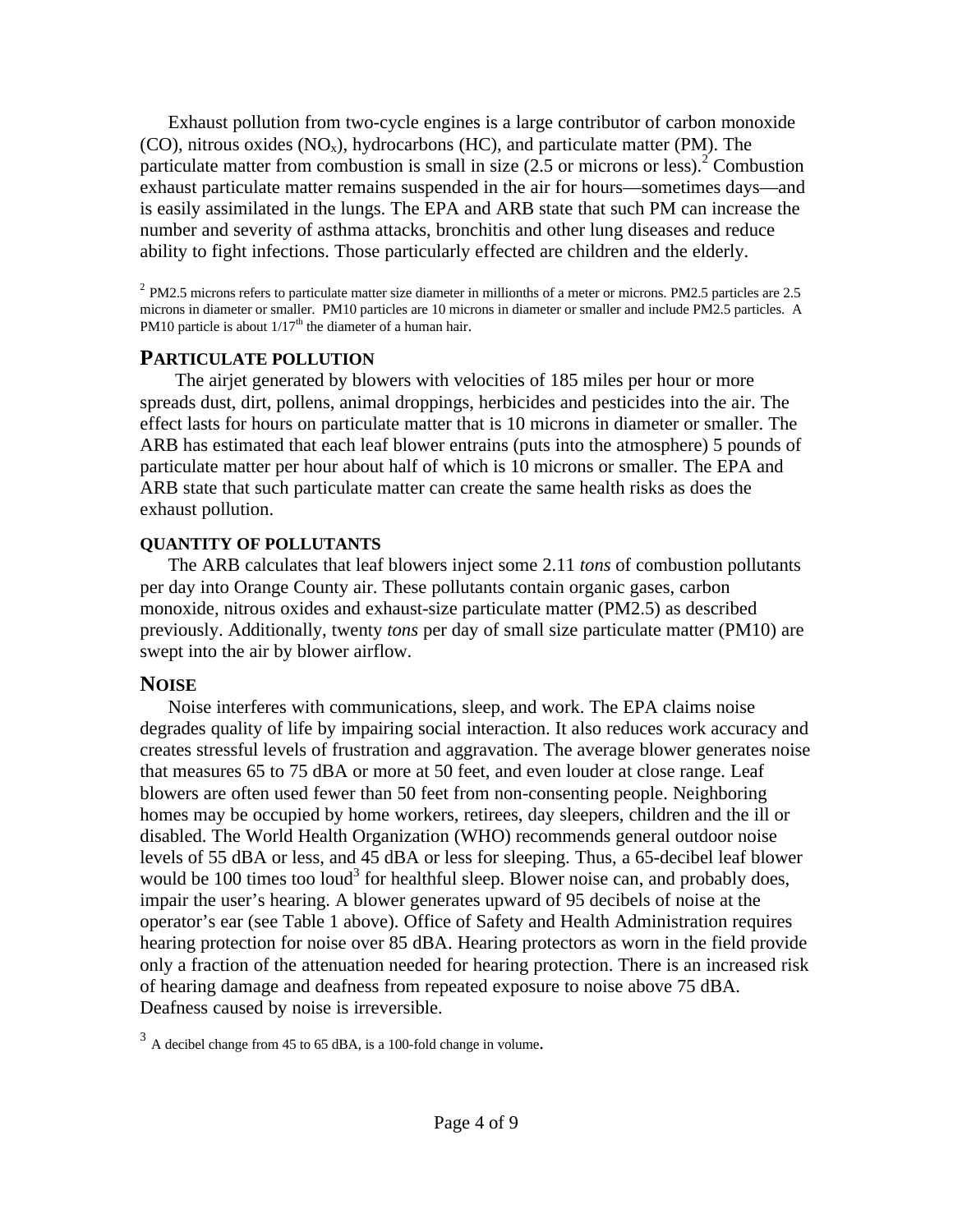Exhaust pollution from two-cycle engines is a large contributor of carbon monoxide (CO), nitrous oxides ($NO_x$), hydrocarbons (HC), and particulate matter (PM). The particulate matter from combustion is small in size (2.5 or microns or less).[2] Combustion exhaust particulate matter remains suspended in the air for hours—sometimes days—and is easily assimilated in the lungs. The EPA and ARB state that such PM can increase the number and severity of asthma attacks, bronchitis and other lung diseases and reduce ability to fight infections. Those particularly effected are children and the elderly.

[2] PM2.5 microns refers to particulate matter size diameter in millionths of a meter or microns. PM2.5 particles are 2.5 microns in diameter or smaller. PM10 particles are 10 microns in diameter or smaller and include PM2.5 particles. A PM10 particle is about 1/17th the diameter of a human hair.

## PARTICULATE POLLUTION

The airjet generated by blowers with velocities of 185 miles per hour or more spreads dust, dirt, pollens, animal droppings, herbicides and pesticides into the air. The effect lasts for hours on particulate matter that is 10 microns in diameter or smaller. The ARB has estimated that each leaf blower entrains (puts into the atmosphere) 5 pounds of particulate matter per hour about half of which is 10 microns or smaller. The EPA and ARB state that such particulate matter can create the same health risks as does the exhaust pollution.

### QUANTITY OF POLLUTANTS

The ARB calculates that leaf blowers inject some 2.11 *tons* of combustion pollutants per day into Orange County air. These pollutants contain organic gases, carbon monoxide, nitrous oxides and exhaust-size particulate matter (PM2.5) as described previously. Additionally, twenty *tons* per day of small size particulate matter (PM10) are swept into the air by blower airflow.

## NOISE

Noise interferes with communications, sleep, and work. The EPA claims noise degrades quality of life by impairing social interaction. It also reduces work accuracy and creates stressful levels of frustration and aggravation. The average blower generates noise that measures 65 to 75 dBA or more at 50 feet, and even louder at close range. Leaf blowers are often used fewer than 50 feet from non-consenting people. Neighboring homes may be occupied by home workers, retirees, day sleepers, children and the ill or disabled. The World Health Organization (WHO) recommends general outdoor noise levels of 55 dBA or less, and 45 dBA or less for sleeping. Thus, a 65-decibel leaf blower would be 100 times too loud[3] for healthful sleep. Blower noise can, and probably does, impair the user's hearing. A blower generates upward of 95 decibels of noise at the operator's ear (see Table 1 above). Office of Safety and Health Administration requires hearing protection for noise over 85 dBA. Hearing protectors as worn in the field provide only a fraction of the attenuation needed for hearing protection. There is an increased risk of hearing damage and deafness from repeated exposure to noise above 75 dBA. Deafness caused by noise is irreversible.

[3] A decibel change from 45 to 65 dBA, is a 100-fold change in volume.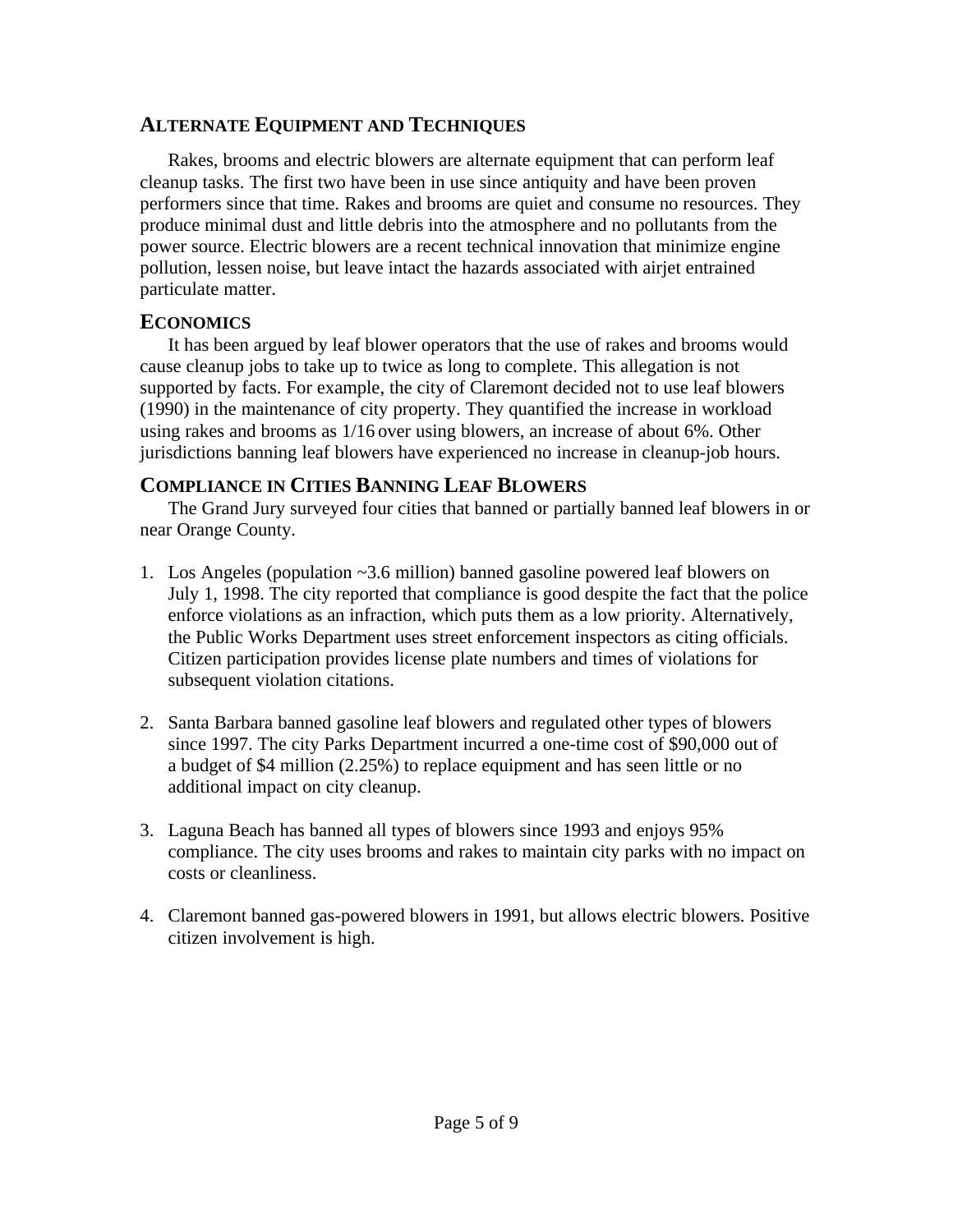## Alternate Equipment and Techniques

Rakes, brooms and electric blowers are alternate equipment that can perform leaf cleanup tasks. The first two have been in use since antiquity and have been proven performers since that time. Rakes and brooms are quiet and consume no resources. They produce minimal dust and little debris into the atmosphere and no pollutants from the power source. Electric blowers are a recent technical innovation that minimize engine pollution, lessen noise, but leave intact the hazards associated with airjet entrained particulate matter.

## Economics

It has been argued by leaf blower operators that the use of rakes and brooms would cause cleanup jobs to take up to twice as long to complete. This allegation is not supported by facts. For example, the city of Claremont decided not to use leaf blowers (1990) in the maintenance of city property. They quantified the increase in workload using rakes and brooms as 1/16 over using blowers, an increase of about 6%. Other jurisdictions banning leaf blowers have experienced no increase in cleanup-job hours.

## Compliance in Cities Banning Leaf Blowers

The Grand Jury surveyed four cities that banned or partially banned leaf blowers in or near Orange County.

1. Los Angeles (population ~3.6 million) banned gasoline powered leaf blowers on July 1, 1998. The city reported that compliance is good despite the fact that the police enforce violations as an infraction, which puts them as a low priority. Alternatively, the Public Works Department uses street enforcement inspectors as citing officials. Citizen participation provides license plate numbers and times of violations for subsequent violation citations.

2. Santa Barbara banned gasoline leaf blowers and regulated other types of blowers since 1997. The city Parks Department incurred a one-time cost of $90,000 out of a budget of $4 million (2.25%) to replace equipment and has seen little or no additional impact on city cleanup.

3. Laguna Beach has banned all types of blowers since 1993 and enjoys 95% compliance. The city uses brooms and rakes to maintain city parks with no impact on costs or cleanliness.

4. Claremont banned gas-powered blowers in 1991, but allows electric blowers. Positive citizen involvement is high.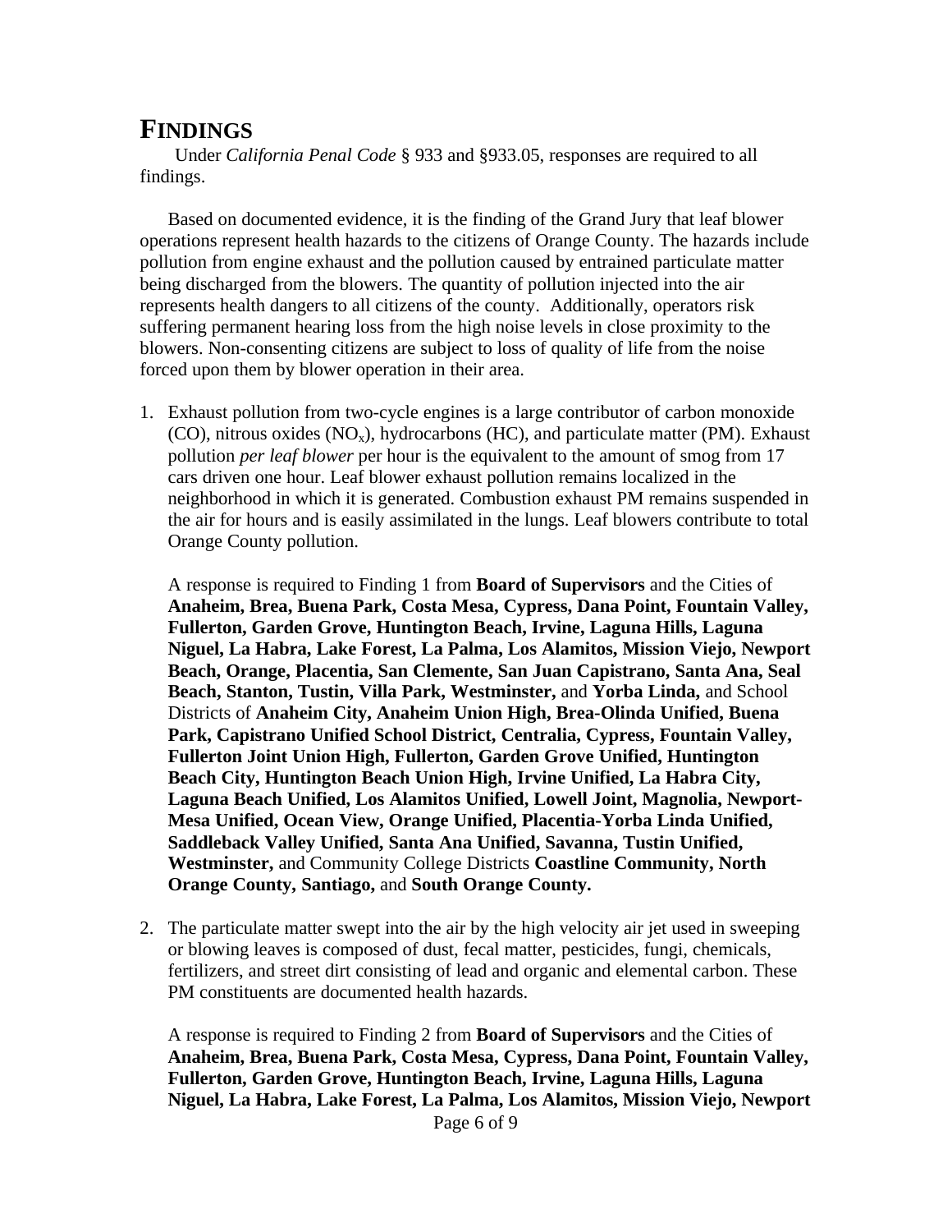# FINDINGS

Under *California Penal Code* § 933 and §933.05, responses are required to all findings.

Based on documented evidence, it is the finding of the Grand Jury that leaf blower operations represent health hazards to the citizens of Orange County. The hazards include pollution from engine exhaust and the pollution caused by entrained particulate matter being discharged from the blowers. The quantity of pollution injected into the air represents health dangers to all citizens of the county. Additionally, operators risk suffering permanent hearing loss from the high noise levels in close proximity to the blowers. Non-consenting citizens are subject to loss of quality of life from the noise forced upon them by blower operation in their area.

1. Exhaust pollution from two-cycle engines is a large contributor of carbon monoxide (CO), nitrous oxides ($NO_x$), hydrocarbons (HC), and particulate matter (PM). Exhaust pollution *per leaf blower* per hour is the equivalent to the amount of smog from 17 cars driven one hour. Leaf blower exhaust pollution remains localized in the neighborhood in which it is generated. Combustion exhaust PM remains suspended in the air for hours and is easily assimilated in the lungs. Leaf blowers contribute to total Orange County pollution.

   A response is required to Finding 1 from **Board of Supervisors** and the Cities of **Anaheim, Brea, Buena Park, Costa Mesa, Cypress, Dana Point, Fountain Valley, Fullerton, Garden Grove, Huntington Beach, Irvine, Laguna Hills, Laguna Niguel, La Habra, Lake Forest, La Palma, Los Alamitos, Mission Viejo, Newport Beach, Orange, Placentia, San Clemente, San Juan Capistrano, Santa Ana, Seal Beach, Stanton, Tustin, Villa Park, Westminster,** and **Yorba Linda,** and School Districts of **Anaheim City, Anaheim Union High, Brea-Olinda Unified, Buena Park, Capistrano Unified School District, Centralia, Cypress, Fountain Valley, Fullerton Joint Union High, Fullerton, Garden Grove Unified, Huntington Beach City, Huntington Beach Union High, Irvine Unified, La Habra City, Laguna Beach Unified, Los Alamitos Unified, Lowell Joint, Magnolia, Newport-Mesa Unified, Ocean View, Orange Unified, Placentia-Yorba Linda Unified, Saddleback Valley Unified, Santa Ana Unified, Savanna, Tustin Unified, Westminster,** and Community College Districts **Coastline Community, North Orange County, Santiago,** and **South Orange County.**

2. The particulate matter swept into the air by the high velocity air jet used in sweeping or blowing leaves is composed of dust, fecal matter, pesticides, fungi, chemicals, fertilizers, and street dirt consisting of lead and organic and elemental carbon. These PM constituents are documented health hazards.

   A response is required to Finding 2 from **Board of Supervisors** and the Cities of **Anaheim, Brea, Buena Park, Costa Mesa, Cypress, Dana Point, Fountain Valley, Fullerton, Garden Grove, Huntington Beach, Irvine, Laguna Hills, Laguna Niguel, La Habra, Lake Forest, La Palma, Los Alamitos, Mission Viejo, Newport**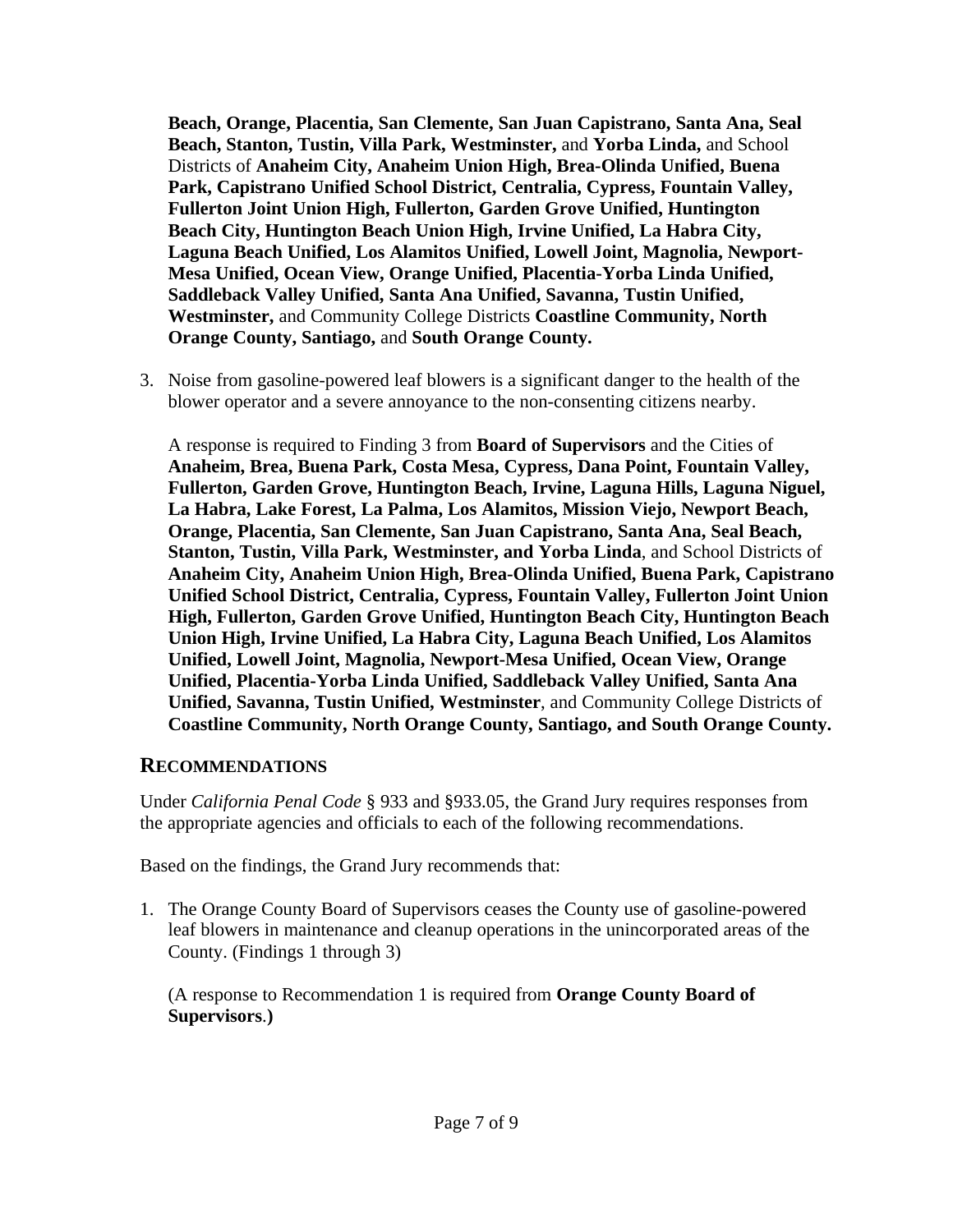**Beach, Orange, Placentia, San Clemente, San Juan Capistrano, Santa Ana, Seal Beach, Stanton, Tustin, Villa Park, Westminster,** and **Yorba Linda,** and School Districts of **Anaheim City, Anaheim Union High, Brea-Olinda Unified, Buena Park, Capistrano Unified School District, Centralia, Cypress, Fountain Valley, Fullerton Joint Union High, Fullerton, Garden Grove Unified, Huntington Beach City, Huntington Beach Union High, Irvine Unified, La Habra City, Laguna Beach Unified, Los Alamitos Unified, Lowell Joint, Magnolia, Newport-Mesa Unified, Ocean View, Orange Unified, Placentia-Yorba Linda Unified, Saddleback Valley Unified, Santa Ana Unified, Savanna, Tustin Unified, Westminster,** and Community College Districts **Coastline Community, North Orange County, Santiago,** and **South Orange County.**

3. Noise from gasoline-powered leaf blowers is a significant danger to the health of the blower operator and a severe annoyance to the non-consenting citizens nearby.

   A response is required to Finding 3 from **Board of Supervisors** and the Cities of **Anaheim, Brea, Buena Park, Costa Mesa, Cypress, Dana Point, Fountain Valley, Fullerton, Garden Grove, Huntington Beach, Irvine, Laguna Hills, Laguna Niguel, La Habra, Lake Forest, La Palma, Los Alamitos, Mission Viejo, Newport Beach, Orange, Placentia, San Clemente, San Juan Capistrano, Santa Ana, Seal Beach, Stanton, Tustin, Villa Park, Westminster, and Yorba Linda**, and School Districts of **Anaheim City, Anaheim Union High, Brea-Olinda Unified, Buena Park, Capistrano Unified School District, Centralia, Cypress, Fountain Valley, Fullerton Joint Union High, Fullerton, Garden Grove Unified, Huntington Beach City, Huntington Beach Union High, Irvine Unified, La Habra City, Laguna Beach Unified, Los Alamitos Unified, Lowell Joint, Magnolia, Newport-Mesa Unified, Ocean View, Orange Unified, Placentia-Yorba Linda Unified, Saddleback Valley Unified, Santa Ana Unified, Savanna, Tustin Unified, Westminster**, and Community College Districts of **Coastline Community, North Orange County, Santiago, and South Orange County.**

## RECOMMENDATIONS

Under *California Penal Code* § 933 and §933.05, the Grand Jury requires responses from the appropriate agencies and officials to each of the following recommendations.

Based on the findings, the Grand Jury recommends that:

1. The Orange County Board of Supervisors ceases the County use of gasoline-powered leaf blowers in maintenance and cleanup operations in the unincorporated areas of the County. (Findings 1 through 3)

   (A response to Recommendation 1 is required from **Orange County Board of Supervisors**.**)**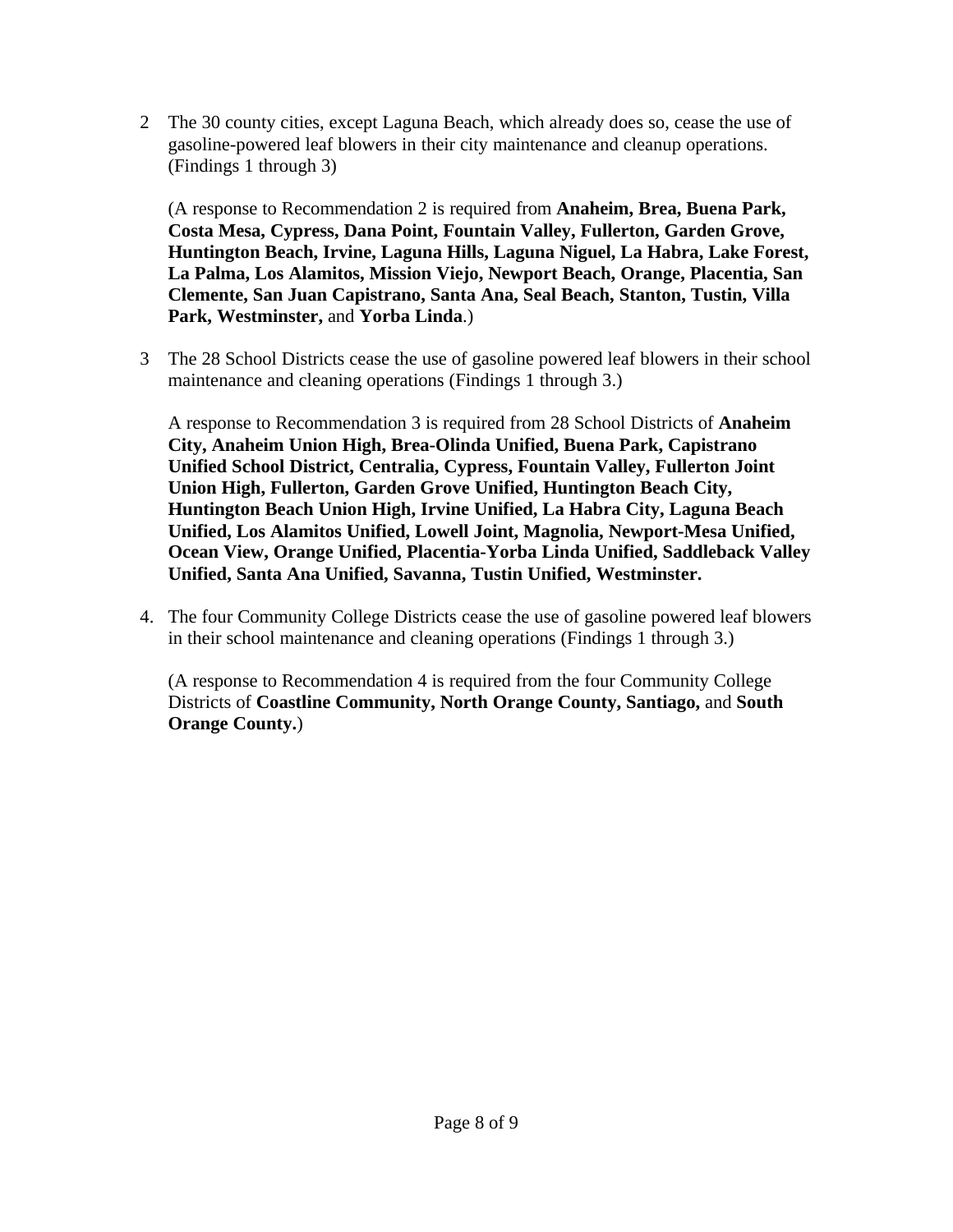2 The 30 county cities, except Laguna Beach, which already does so, cease the use of gasoline-powered leaf blowers in their city maintenance and cleanup operations. (Findings 1 through 3)

(A response to Recommendation 2 is required from **Anaheim, Brea, Buena Park, Costa Mesa, Cypress, Dana Point, Fountain Valley, Fullerton, Garden Grove, Huntington Beach, Irvine, Laguna Hills, Laguna Niguel, La Habra, Lake Forest, La Palma, Los Alamitos, Mission Viejo, Newport Beach, Orange, Placentia, San Clemente, San Juan Capistrano, Santa Ana, Seal Beach, Stanton, Tustin, Villa Park, Westminster,** and **Yorba Linda**.)

3 The 28 School Districts cease the use of gasoline powered leaf blowers in their school maintenance and cleaning operations (Findings 1 through 3.)

A response to Recommendation 3 is required from 28 School Districts of **Anaheim City, Anaheim Union High, Brea-Olinda Unified, Buena Park, Capistrano Unified School District, Centralia, Cypress, Fountain Valley, Fullerton Joint Union High, Fullerton, Garden Grove Unified, Huntington Beach City, Huntington Beach Union High, Irvine Unified, La Habra City, Laguna Beach Unified, Los Alamitos Unified, Lowell Joint, Magnolia, Newport-Mesa Unified, Ocean View, Orange Unified, Placentia-Yorba Linda Unified, Saddleback Valley Unified, Santa Ana Unified, Savanna, Tustin Unified, Westminster.**

4. The four Community College Districts cease the use of gasoline powered leaf blowers in their school maintenance and cleaning operations (Findings 1 through 3.)

(A response to Recommendation 4 is required from the four Community College Districts of **Coastline Community, North Orange County, Santiago,** and **South Orange County.**)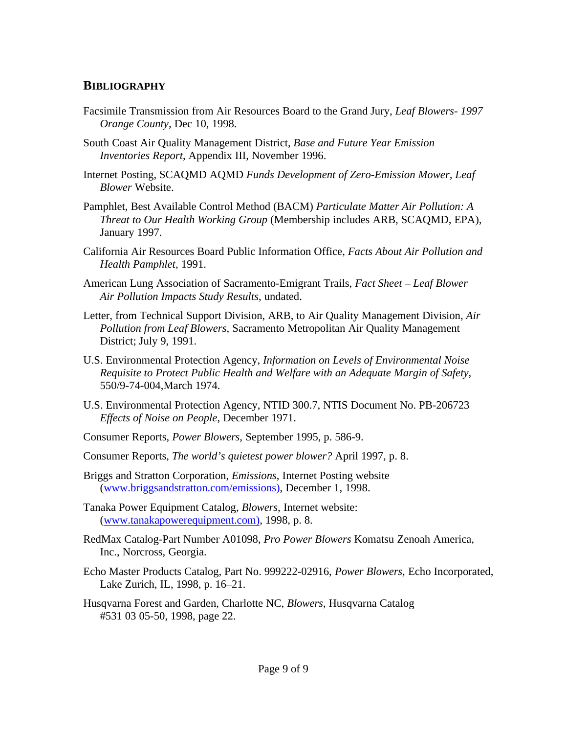## BIBLIOGRAPHY

Facsimile Transmission from Air Resources Board to the Grand Jury, *Leaf Blowers- 1997 Orange County*, Dec 10, 1998.

South Coast Air Quality Management District, *Base and Future Year Emission Inventories Report*, Appendix III, November 1996.

Internet Posting, SCAQMD AQMD *Funds Development of Zero-Emission Mower, Leaf Blower* Website.

Pamphlet, Best Available Control Method (BACM) *Particulate Matter Air Pollution: A Threat to Our Health Working Group* (Membership includes ARB, SCAQMD, EPA), January 1997.

California Air Resources Board Public Information Office, *Facts About Air Pollution and Health Pamphlet*, 1991.

American Lung Association of Sacramento-Emigrant Trails, *Fact Sheet – Leaf Blower Air Pollution Impacts Study Results*, undated.

Letter, from Technical Support Division, ARB, to Air Quality Management Division, *Air Pollution from Leaf Blowers*, Sacramento Metropolitan Air Quality Management District; July 9, 1991.

U.S. Environmental Protection Agency, *Information on Levels of Environmental Noise Requisite to Protect Public Health and Welfare with an Adequate Margin of Safety*, 550/9-74-004,March 1974.

U.S. Environmental Protection Agency, NTID 300.7, NTIS Document No. PB-206723 *Effects of Noise on People*, December 1971.

Consumer Reports, *Power Blowers*, September 1995, p. 586-9.

Consumer Reports, *The world's quietest power blower?* April 1997, p. 8.

Briggs and Stratton Corporation, *Emissions*, Internet Posting website (www.briggsandstratton.com/emissions), December 1, 1998.

Tanaka Power Equipment Catalog, *Blowers*, Internet website: (www.tanakapowerequipment.com), 1998, p. 8.

RedMax Catalog-Part Number A01098, *Pro Power Blowers* Komatsu Zenoah America, Inc., Norcross, Georgia.

Echo Master Products Catalog, Part No. 999222-02916, *Power Blowers*, Echo Incorporated, Lake Zurich, IL, 1998, p. 16–21.

Husqvarna Forest and Garden, Charlotte NC, *Blowers*, Husqvarna Catalog #531 03 05-50, 1998, page 22.